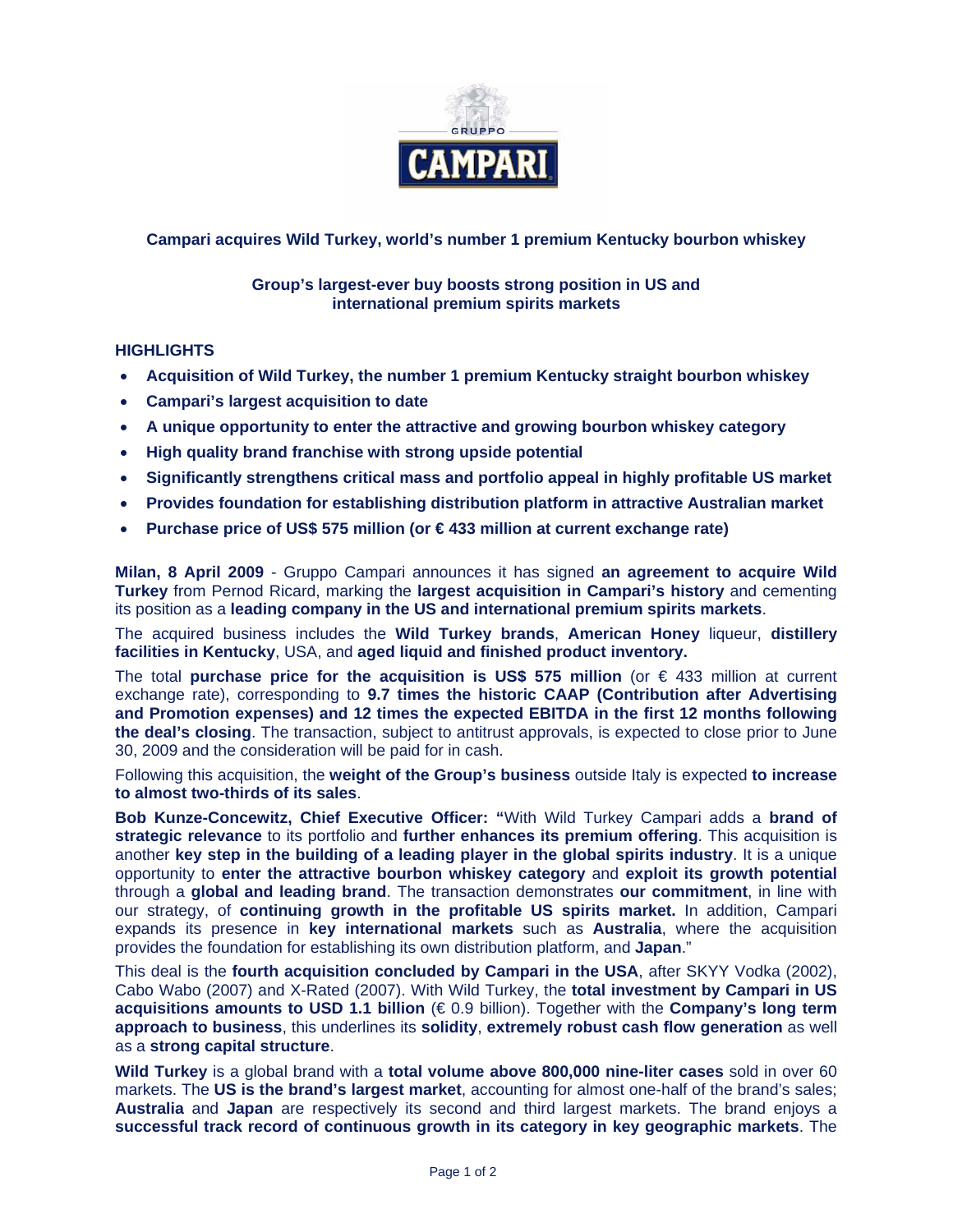**Campari acquires Wild Turkey, world's number 1 premium Kentucky bourbon whiskey**

**Group's largest-ever buy boosts strong position in US and international premium spirits markets**

## HIGHLIGHTS

- **Acquisition of Wild Turkey, the number 1 premium Kentucky straight bourbon whiskey**
- **Campari's largest acquisition to date**
- **A unique opportunity to enter the attractive and growing bourbon whiskey category**
- **High quality brand franchise with strong upside potential**
- **Significantly strengthens critical mass and portfolio appeal in highly profitable US market**
- **Provides foundation for establishing distribution platform in attractive Australian market**
- **Purchase price of US$ 575 million (or € 433 million at current exchange rate)**

**Milan, 8 April 2009** - Gruppo Campari announces it has signed **an agreement to acquire Wild Turkey** from Pernod Ricard, marking the **largest acquisition in Campari's history** and cementing its position as a **leading company in the US and international premium spirits markets**.

The acquired business includes the **Wild Turkey brands**, **American Honey** liqueur, **distillery facilities in Kentucky**, USA, and **aged liquid and finished product inventory.**

The total **purchase price for the acquisition is US$ 575 million** (or € 433 million at current exchange rate), corresponding to **9.7 times the historic CAAP (Contribution after Advertising and Promotion expenses) and 12 times the expected EBITDA in the first 12 months following the deal's closing**. The transaction, subject to antitrust approvals, is expected to close prior to June 30, 2009 and the consideration will be paid for in cash.

Following this acquisition, the **weight of the Group's business** outside Italy is expected **to increase to almost two-thirds of its sales**.

**Bob Kunze-Concewitz, Chief Executive Officer: "**With Wild Turkey Campari adds a **brand of strategic relevance** to its portfolio and **further enhances its premium offering**. This acquisition is another **key step in the building of a leading player in the global spirits industry**. It is a unique opportunity to **enter the attractive bourbon whiskey category** and **exploit its growth potential** through a **global and leading brand**. The transaction demonstrates **our commitment**, in line with our strategy, of **continuing growth in the profitable US spirits market.** In addition, Campari expands its presence in **key international markets** such as **Australia**, where the acquisition provides the foundation for establishing its own distribution platform, and **Japan**."

This deal is the **fourth acquisition concluded by Campari in the USA**, after SKYY Vodka (2002), Cabo Wabo (2007) and X-Rated (2007). With Wild Turkey, the **total investment by Campari in US acquisitions amounts to USD 1.1 billion** (€ 0.9 billion). Together with the **Company's long term approach to business**, this underlines its **solidity**, **extremely robust cash flow generation** as well as a **strong capital structure**.

**Wild Turkey** is a global brand with a **total volume above 800,000 nine-liter cases** sold in over 60 markets. The **US is the brand's largest market**, accounting for almost one-half of the brand's sales; **Australia** and **Japan** are respectively its second and third largest markets. The brand enjoys a **successful track record of continuous growth in its category in key geographic markets**. The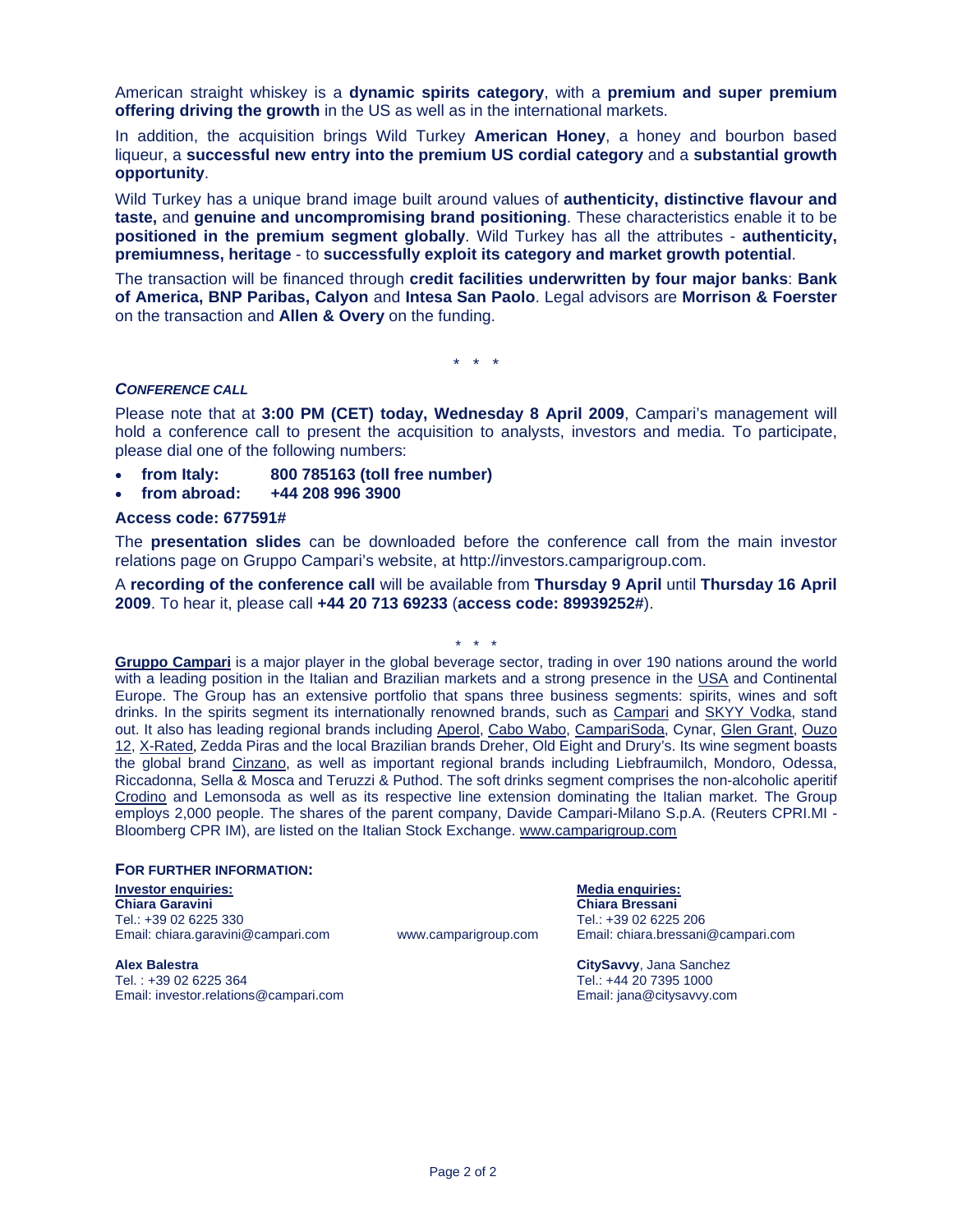American straight whiskey is a **dynamic spirits category**, with a **premium and super premium offering driving the growth** in the US as well as in the international markets.

In addition, the acquisition brings Wild Turkey **American Honey**, a honey and bourbon based liqueur, a **successful new entry into the premium US cordial category** and a **substantial growth opportunity**.

Wild Turkey has a unique brand image built around values of **authenticity, distinctive flavour and taste,** and **genuine and uncompromising brand positioning**. These characteristics enable it to be **positioned in the premium segment globally**. Wild Turkey has all the attributes - **authenticity, premiumness, heritage** - to **successfully exploit its category and market growth potential**.

The transaction will be financed through **credit facilities underwritten by four major banks**: **Bank of America, BNP Paribas, Calyon** and **Intesa San Paolo**. Legal advisors are **Morrison & Foerster** on the transaction and **Allen & Overy** on the funding.

\* \* \*

***CONFERENCE CALL***

Please note that at **3:00 PM (CET) today, Wednesday 8 April 2009**, Campari's management will hold a conference call to present the acquisition to analysts, investors and media. To participate, please dial one of the following numbers:

- **from Italy: 800 785163 (toll free number)**
- **from abroad: +44 208 996 3900**

**Access code: 677591#**

The **presentation slides** can be downloaded before the conference call from the main investor relations page on Gruppo Campari's website, at http://investors.camparigroup.com.

A **recording of the conference call** will be available from **Thursday 9 April** until **Thursday 16 April 2009**. To hear it, please call **+44 20 713 69233** (**access code: 89939252#**).

\* \* \*

**Gruppo Campari** is a major player in the global beverage sector, trading in over 190 nations around the world with a leading position in the Italian and Brazilian markets and a strong presence in the USA and Continental Europe. The Group has an extensive portfolio that spans three business segments: spirits, wines and soft drinks. In the spirits segment its internationally renowned brands, such as Campari and SKYY Vodka, stand out. It also has leading regional brands including Aperol, Cabo Wabo, CampariSoda, Cynar, Glen Grant, Ouzo 12, X-Rated, Zedda Piras and the local Brazilian brands Dreher, Old Eight and Drury's. Its wine segment boasts the global brand Cinzano, as well as important regional brands including Liebfraumilch, Mondoro, Odessa, Riccadonna, Sella & Mosca and Teruzzi & Puthod. The soft drinks segment comprises the non-alcoholic aperitif Crodino and Lemonsoda as well as its respective line extension dominating the Italian market. The Group employs 2,000 people. The shares of the parent company, Davide Campari-Milano S.p.A. (Reuters CPRI.MI - Bloomberg CPR IM), are listed on the Italian Stock Exchange. www.camparigroup.com

**FOR FURTHER INFORMATION:**

**Investor enquiries:**
**Chiara Garavini**
Tel.: +39 02 6225 330
Email: chiara.garavini@campari.com

**Alex Balestra**
Tel. : +39 02 6225 364
Email: investor.relations@campari.com

www.camparigroup.com

**Media enquiries:**
**Chiara Bressani**
Tel.: +39 02 6225 206
Email: chiara.bressani@campari.com

**CitySavvy**, Jana Sanchez
Tel.: +44 20 7395 1000
Email: jana@citysavvy.com